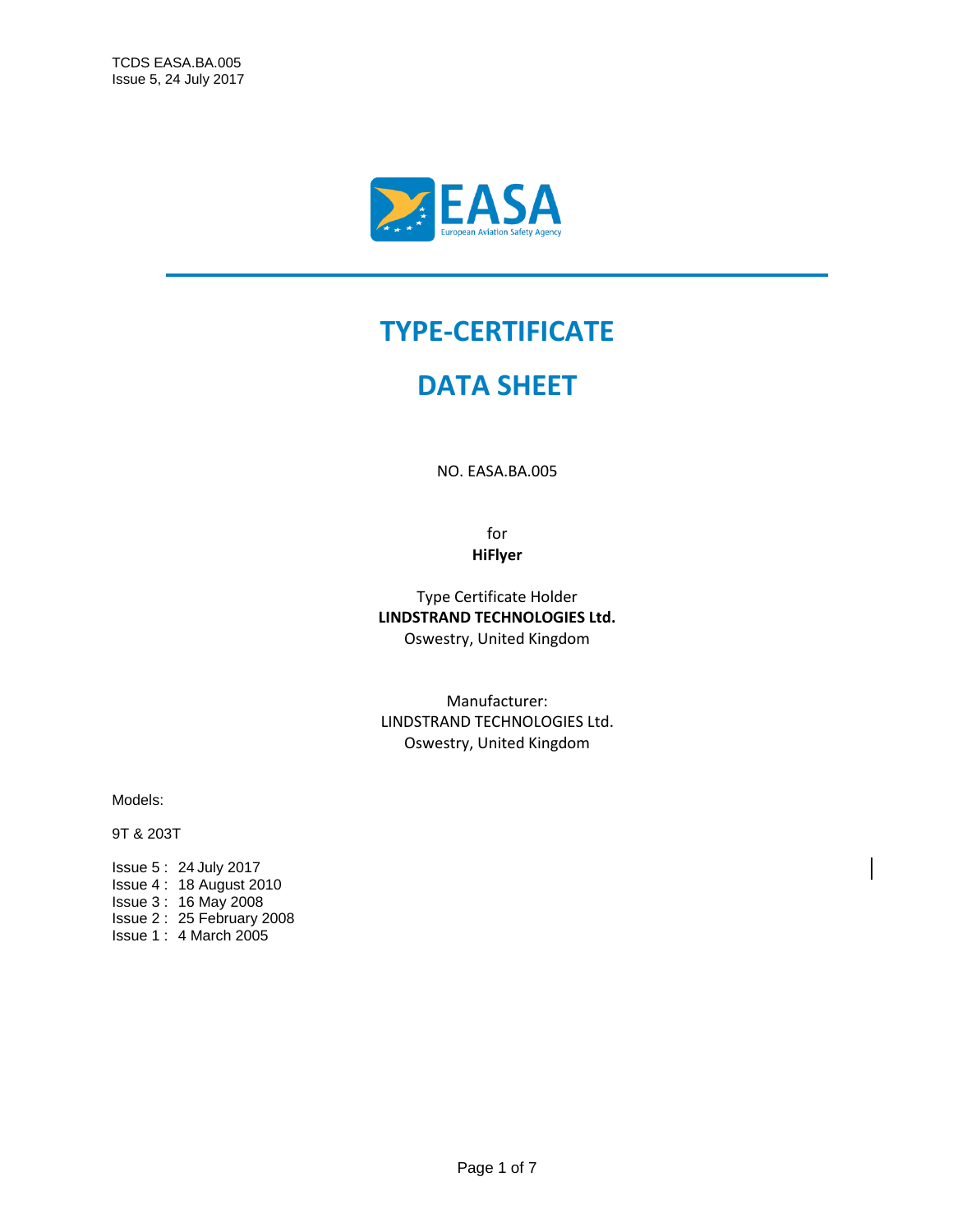# TYPE-CERTIFICATE

# DATA SHEET

NO. EASA.BA.005

for

**HiFlyer**

Type Certificate Holder

**LINDSTRAND TECHNOLOGIES Ltd.**

Oswestry, United Kingdom

Manufacturer:

LINDSTRAND TECHNOLOGIES Ltd.

Oswestry, United Kingdom

Models:

9T & 203T

Issue 5 : 24 July 2017
Issue 4 : 18 August 2010
Issue 3 : 16 May 2008
Issue 2 : 25 February 2008
Issue 1 : 4 March 2005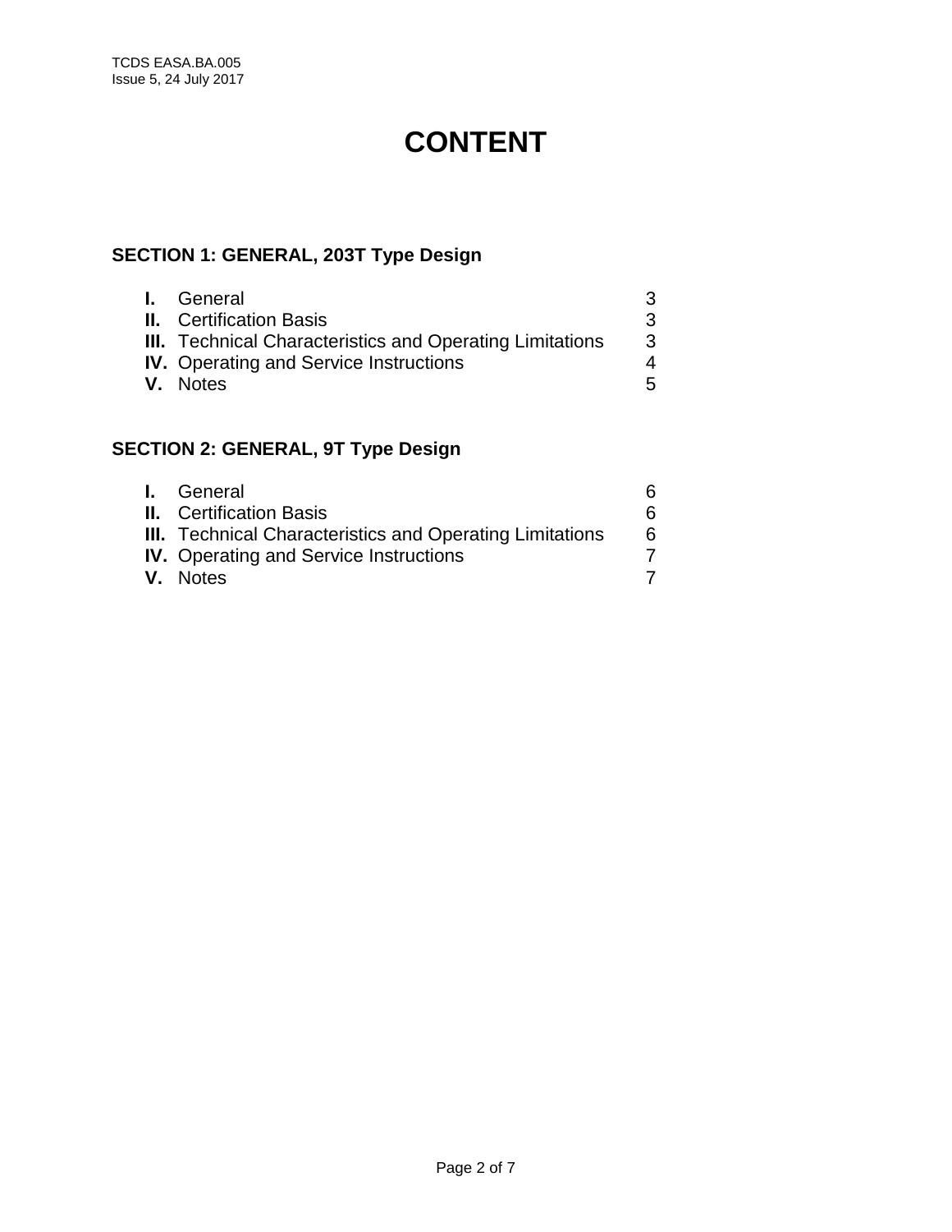# CONTENT

## SECTION 1: GENERAL, 203T Type Design

| | | |
|---|---|---|
| **I.** | General | 3 |
| **II.** | Certification Basis | 3 |
| **III.** | Technical Characteristics and Operating Limitations | 3 |
| **IV.** | Operating and Service Instructions | 4 |
| **V.** | Notes | 5 |

## SECTION 2: GENERAL, 9T Type Design

| | | |
|---|---|---|
| **I.** | General | 6 |
| **II.** | Certification Basis | 6 |
| **III.** | Technical Characteristics and Operating Limitations | 6 |
| **IV.** | Operating and Service Instructions | 7 |
| **V.** | Notes | 7 |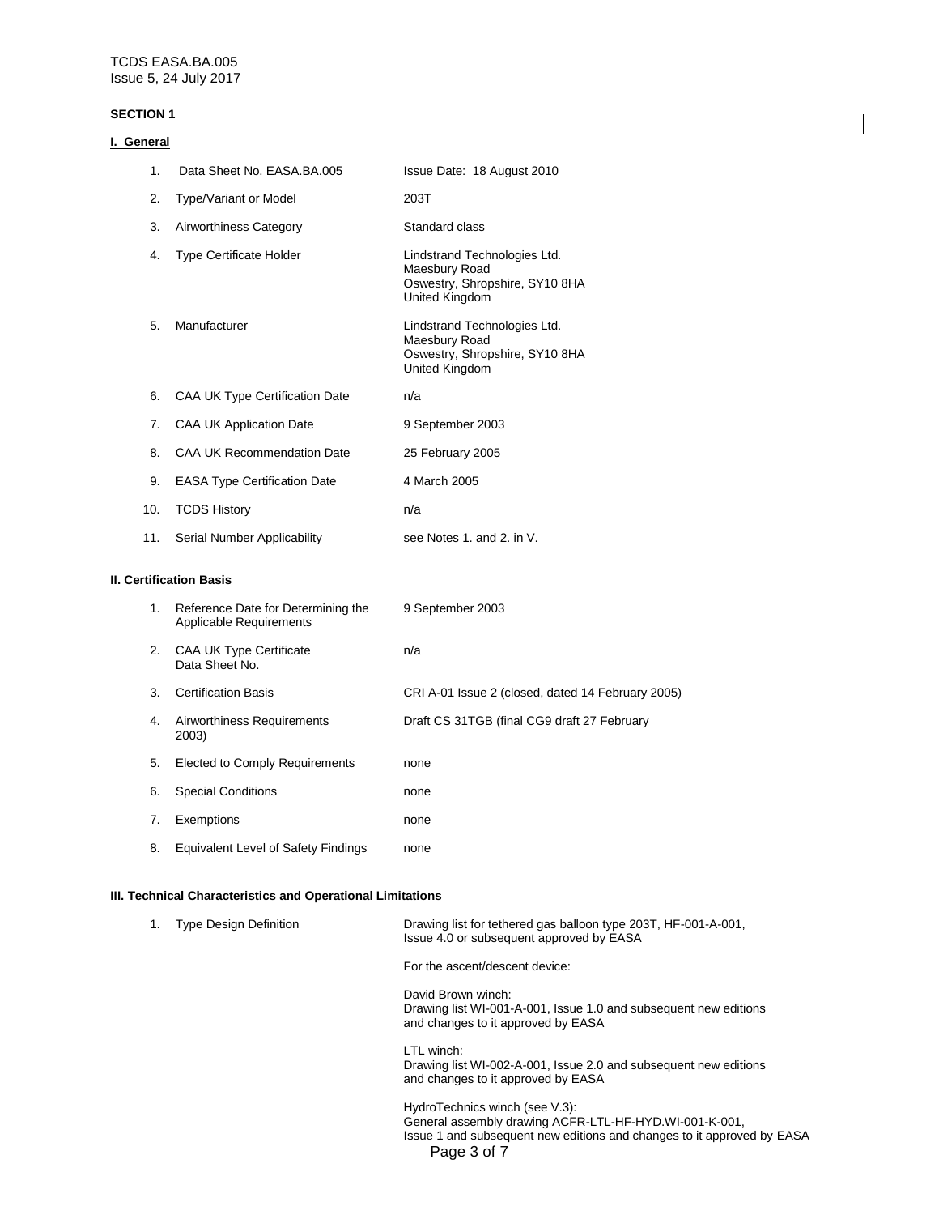**SECTION 1**

**I. General**

| | | |
|---|---|---|
| 1. | Data Sheet No. EASA.BA.005 | Issue Date: 18 August 2010 |
| 2. | Type/Variant or Model | 203T |
| 3. | Airworthiness Category | Standard class |
| 4. | Type Certificate Holder | Lindstrand Technologies Ltd.<br>Maesbury Road<br>Oswestry, Shropshire, SY10 8HA<br>United Kingdom |
| 5. | Manufacturer | Lindstrand Technologies Ltd.<br>Maesbury Road<br>Oswestry, Shropshire, SY10 8HA<br>United Kingdom |
| 6. | CAA UK Type Certification Date | n/a |
| 7. | CAA UK Application Date | 9 September 2003 |
| 8. | CAA UK Recommendation Date | 25 February 2005 |
| 9. | EASA Type Certification Date | 4 March 2005 |
| 10. | TCDS History | n/a |
| 11. | Serial Number Applicability | see Notes 1. and 2. in V. |

**II. Certification Basis**

| | | |
|---|---|---|
| 1. | Reference Date for Determining the Applicable Requirements | 9 September 2003 |
| 2. | CAA UK Type Certificate Data Sheet No. | n/a |
| 3. | Certification Basis | CRI A-01 Issue 2 (closed, dated 14 February 2005) |
| 4. | Airworthiness Requirements | Draft CS 31TGB (final CG9 draft 27 February 2003) |
| 5. | Elected to Comply Requirements | none |
| 6. | Special Conditions | none |
| 7. | Exemptions | none |
| 8. | Equivalent Level of Safety Findings | none |

**III. Technical Characteristics and Operational Limitations**

| | | |
|---|---|---|
| 1. | Type Design Definition | Drawing list for tethered gas balloon type 203T, HF-001-A-001, Issue 4.0 or subsequent approved by EASA<br><br>For the ascent/descent device:<br><br>David Brown winch:<br>Drawing list WI-001-A-001, Issue 1.0 and subsequent new editions and changes to it approved by EASA<br><br>LTL winch:<br>Drawing list WI-002-A-001, Issue 2.0 and subsequent new editions and changes to it approved by EASA<br><br>HydroTechnics winch (see V.3):<br>General assembly drawing ACFR-LTL-HF-HYD.WI-001-K-001, Issue 1 and subsequent new editions and changes to it approved by EASA |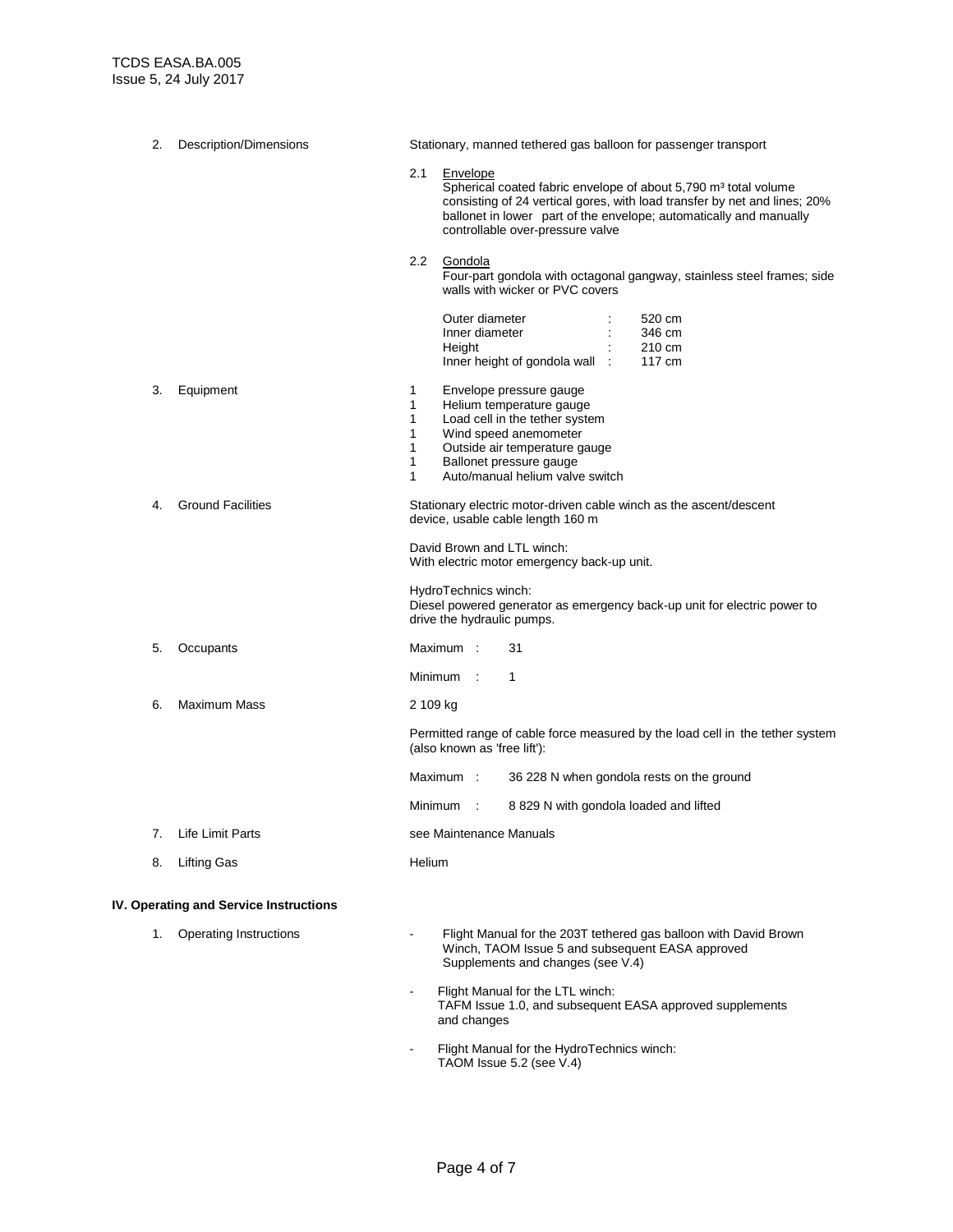2. Description/Dimensions

Stationary, manned tethered gas balloon for passenger transport

2.1 Envelope

Spherical coated fabric envelope of about 5,790 $m^3$ total volume consisting of 24 vertical gores, with load transfer by net and lines; 20% ballonet in lower part of the envelope; automatically and manually controllable over-pressure valve

2.2 Gondola

Four-part gondola with octagonal gangway, stainless steel frames; side walls with wicker or PVC covers

| | | |
|---|---|---|
| Outer diameter | : | 520 cm |
| Inner diameter | : | 346 cm |
| Height | : | 210 cm |
| Inner height of gondola wall | : | 117 cm |

3. Equipment

- 1 Envelope pressure gauge
- 1 Helium temperature gauge
- 1 Load cell in the tether system
- 1 Wind speed anemometer
- 1 Outside air temperature gauge
- 1 Ballonet pressure gauge
- 1 Auto/manual helium valve switch

4. Ground Facilities

Stationary electric motor-driven cable winch as the ascent/descent device, usable cable length 160 m

David Brown and LTL winch:
With electric motor emergency back-up unit.

HydroTechnics winch:
Diesel powered generator as emergency back-up unit for electric power to drive the hydraulic pumps.

5. Occupants

Maximum : 31

Minimum : 1

6. Maximum Mass

2 109 kg

Permitted range of cable force measured by the load cell in the tether system (also known as 'free lift'):

Maximum : 36 228 N when gondola rests on the ground

Minimum : 8 829 N with gondola loaded and lifted

7. Life Limit Parts

see Maintenance Manuals

8. Lifting Gas

Helium

## IV. Operating and Service Instructions

1. Operating Instructions

- Flight Manual for the 203T tethered gas balloon with David Brown Winch, TAOM Issue 5 and subsequent EASA approved Supplements and changes (see V.4)
- Flight Manual for the LTL winch: TAFM Issue 1.0, and subsequent EASA approved supplements and changes
- Flight Manual for the HydroTechnics winch: TAOM Issue 5.2 (see V.4)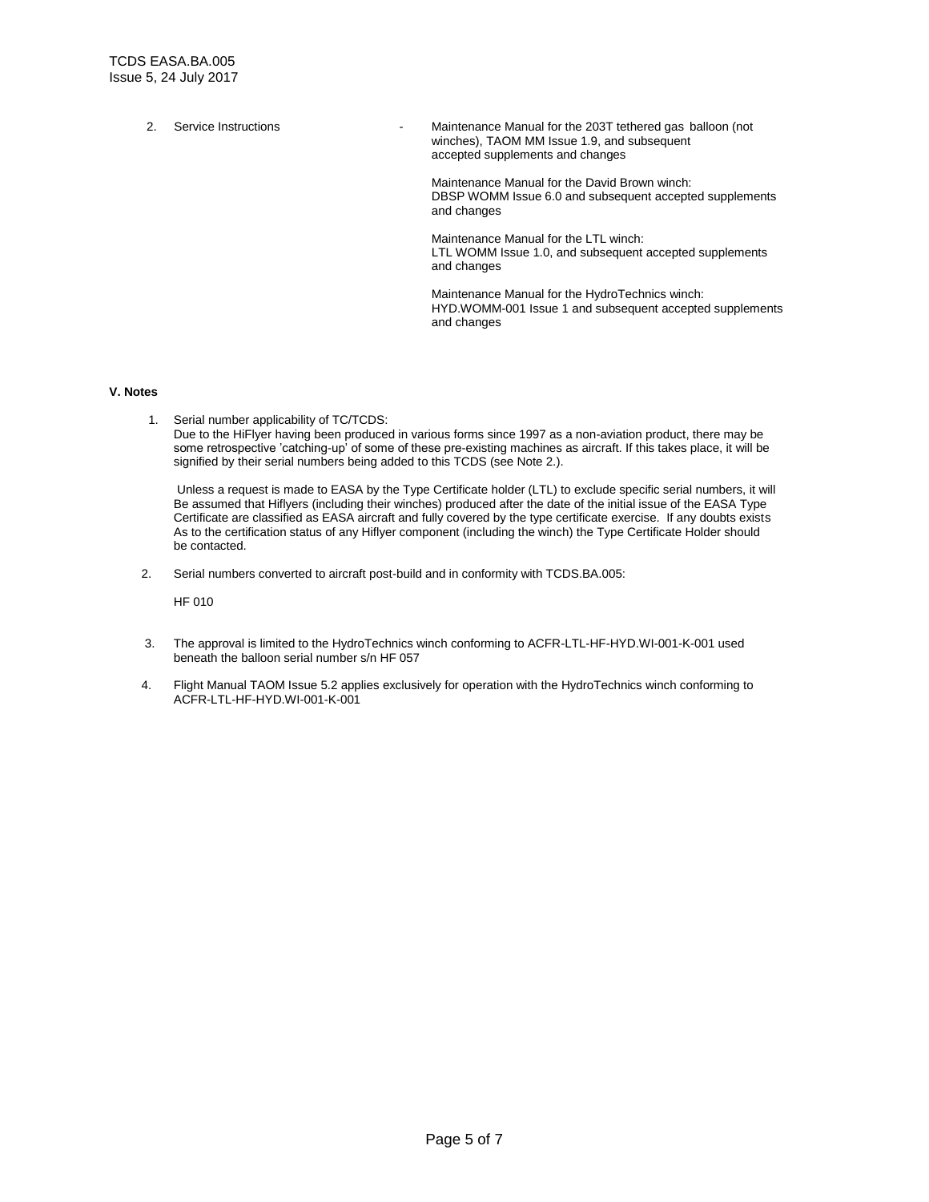2. Service Instructions - Maintenance Manual for the 203T tethered gas balloon (not winches), TAOM MM Issue 1.9, and subsequent accepted supplements and changes

   Maintenance Manual for the David Brown winch: DBSP WOMM Issue 6.0 and subsequent accepted supplements and changes

   Maintenance Manual for the LTL winch: LTL WOMM Issue 1.0, and subsequent accepted supplements and changes

   Maintenance Manual for the HydroTechnics winch: HYD.WOMM-001 Issue 1 and subsequent accepted supplements and changes

## V. Notes

1. Serial number applicability of TC/TCDS:
   Due to the HiFlyer having been produced in various forms since 1997 as a non-aviation product, there may be some retrospective 'catching-up' of some of these pre-existing machines as aircraft. If this takes place, it will be signified by their serial numbers being added to this TCDS (see Note 2.).

   Unless a request is made to EASA by the Type Certificate holder (LTL) to exclude specific serial numbers, it will Be assumed that Hiflyers (including their winches) produced after the date of the initial issue of the EASA Type Certificate are classified as EASA aircraft and fully covered by the type certificate exercise. If any doubts exists As to the certification status of any Hiflyer component (including the winch) the Type Certificate Holder should be contacted.

2. Serial numbers converted to aircraft post-build and in conformity with TCDS.BA.005:

   HF 010

3. The approval is limited to the HydroTechnics winch conforming to ACFR-LTL-HF-HYD.WI-001-K-001 used beneath the balloon serial number s/n HF 057

4. Flight Manual TAOM Issue 5.2 applies exclusively for operation with the HydroTechnics winch conforming to ACFR-LTL-HF-HYD.WI-001-K-001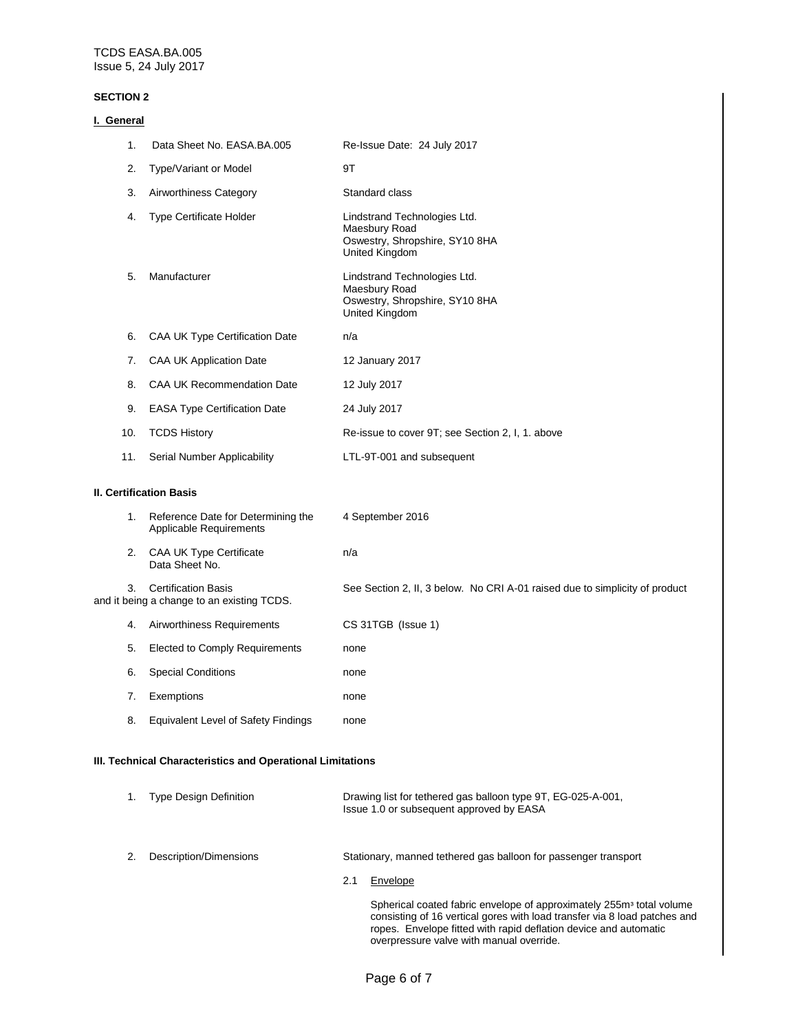**SECTION 2**

**I. General**

| | | |
|---|---|---|
| 1. | Data Sheet No. EASA.BA.005 | Re-Issue Date: 24 July 2017 |
| 2. | Type/Variant or Model | 9T |
| 3. | Airworthiness Category | Standard class |
| 4. | Type Certificate Holder | Lindstrand Technologies Ltd.<br>Maesbury Road<br>Oswestry, Shropshire, SY10 8HA<br>United Kingdom |
| 5. | Manufacturer | Lindstrand Technologies Ltd.<br>Maesbury Road<br>Oswestry, Shropshire, SY10 8HA<br>United Kingdom |
| 6. | CAA UK Type Certification Date | n/a |
| 7. | CAA UK Application Date | 12 January 2017 |
| 8. | CAA UK Recommendation Date | 12 July 2017 |
| 9. | EASA Type Certification Date | 24 July 2017 |
| 10. | TCDS History | Re-issue to cover 9T; see Section 2, I, 1. above |
| 11. | Serial Number Applicability | LTL-9T-001 and subsequent |

**II. Certification Basis**

| | | |
|---|---|---|
| 1. | Reference Date for Determining the Applicable Requirements | 4 September 2016 |
| 2. | CAA UK Type Certificate Data Sheet No. | n/a |
| 3. | Certification Basis and it being a change to an existing TCDS. | See Section 2, II, 3 below. No CRI A-01 raised due to simplicity of product |
| 4. | Airworthiness Requirements | CS 31TGB (Issue 1) |
| 5. | Elected to Comply Requirements | none |
| 6. | Special Conditions | none |
| 7. | Exemptions | none |
| 8. | Equivalent Level of Safety Findings | none |

**III. Technical Characteristics and Operational Limitations**

| | | |
|---|---|---|
| 1. | Type Design Definition | Drawing list for tethered gas balloon type 9T, EG-025-A-001, Issue 1.0 or subsequent approved by EASA |
| 2. | Description/Dimensions | Stationary, manned tethered gas balloon for passenger transport |

2.1 Envelope

Spherical coated fabric envelope of approximately 255m³ total volume consisting of 16 vertical gores with load transfer via 8 load patches and ropes. Envelope fitted with rapid deflation device and automatic overpressure valve with manual override.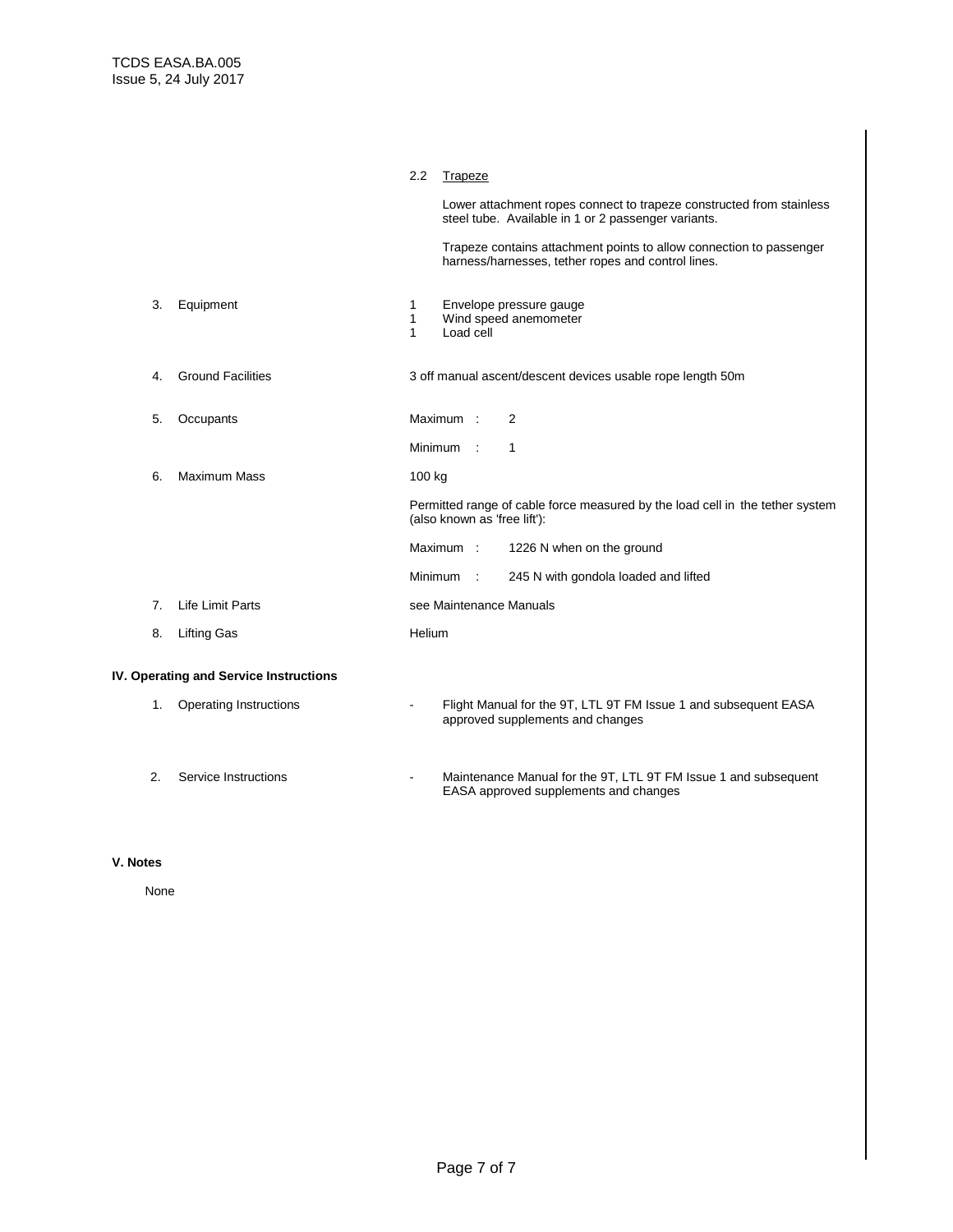2.2 Trapeze

Lower attachment ropes connect to trapeze constructed from stainless steel tube. Available in 1 or 2 passenger variants.

Trapeze contains attachment points to allow connection to passenger harness/harnesses, tether ropes and control lines.

| | | |
|---|---|---|
| 3. | Equipment | 1 Envelope pressure gauge<br>1 Wind speed anemometer<br>1 Load cell |
| 4. | Ground Facilities | 3 off manual ascent/descent devices usable rope length 50m |
| 5. | Occupants | Maximum : 2<br>Minimum : 1 |
| 6. | Maximum Mass | 100 kg<br>Permitted range of cable force measured by the load cell in the tether system (also known as 'free lift'):<br>Maximum : 1226 N when on the ground<br>Minimum : 245 N with gondola loaded and lifted |
| 7. | Life Limit Parts | see Maintenance Manuals |
| 8. | Lifting Gas | Helium |

**IV. Operating and Service Instructions**

| | | |
|---|---|---|
| 1. | Operating Instructions | - Flight Manual for the 9T, LTL 9T FM Issue 1 and subsequent EASA approved supplements and changes |
| 2. | Service Instructions | - Maintenance Manual for the 9T, LTL 9T FM Issue 1 and subsequent EASA approved supplements and changes |

**V. Notes**

None